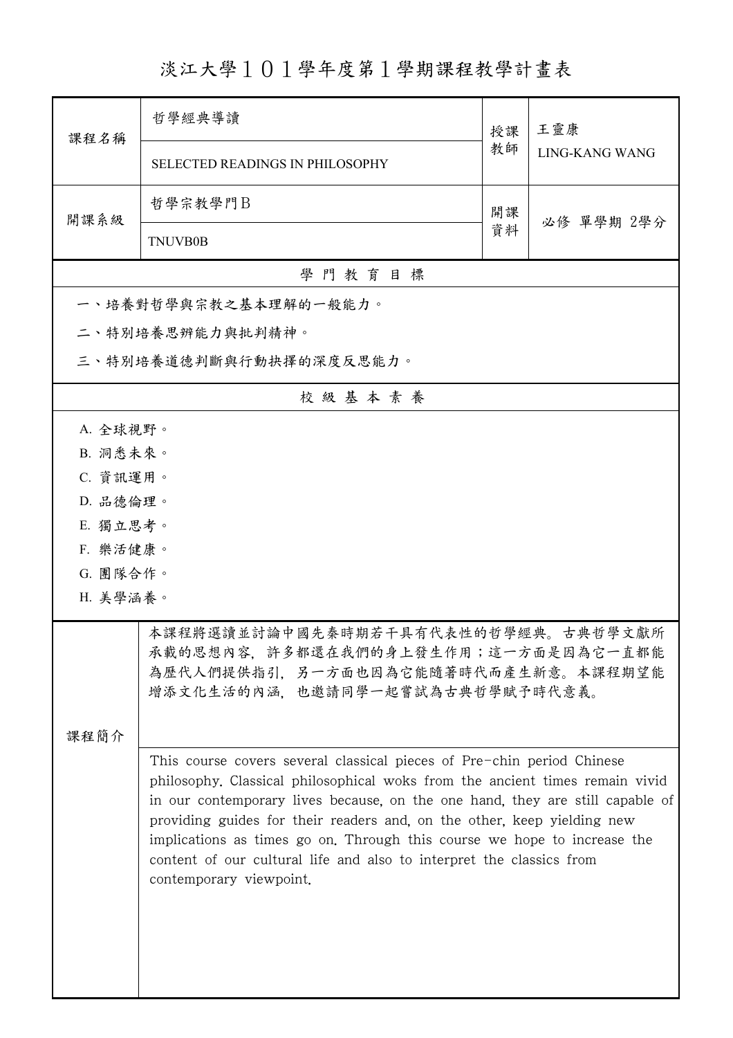# 淡江大學１０１學年度第１學期課程教學計畫表

| 課程名稱 | 哲學經典導讀<br>SELECTED READINGS IN PHILOSOPHY | 授課教師 | 王靈康<br>LING-KANG WANG |
|---|---|---|---|
| 開課系級 | 哲學宗教學門B<br>TNUVB0B | 開課資料 | 必修 單學期 2學分 |

## 學 門 教 育 目 標

一、培養對哲學與宗教之基本理解的一般能力。

二、特別培養思辨能力與批判精神。

三、特別培養道德判斷與行動抉擇的深度反思能力。

## 校 級 基 本 素 養

A. 全球視野。

B. 洞悉未來。

C. 資訊運用。

D. 品德倫理。

E. 獨立思考。

F. 樂活健康。

G. 團隊合作。

H. 美學涵養。

## 課程簡介

本課程將選讀並討論中國先秦時期若干具有代表性的哲學經典。古典哲學文獻所承載的思想內容，許多都還在我們的身上發生作用；這一方面是因為它一直都能為歷代人們提供指引，另一方面也因為它能隨著時代而產生新意。本課程期望能增添文化生活的內涵，也邀請同學一起嘗試為古典哲學賦予時代意義。

This course covers several classical pieces of Pre-chin period Chinese philosophy. Classical philosophical woks from the ancient times remain vivid in our contemporary lives because, on the one hand, they are still capable of providing guides for their readers and, on the other, keep yielding new implications as times go on. Through this course we hope to increase the content of our cultural life and also to interpret the classics from contemporary viewpoint.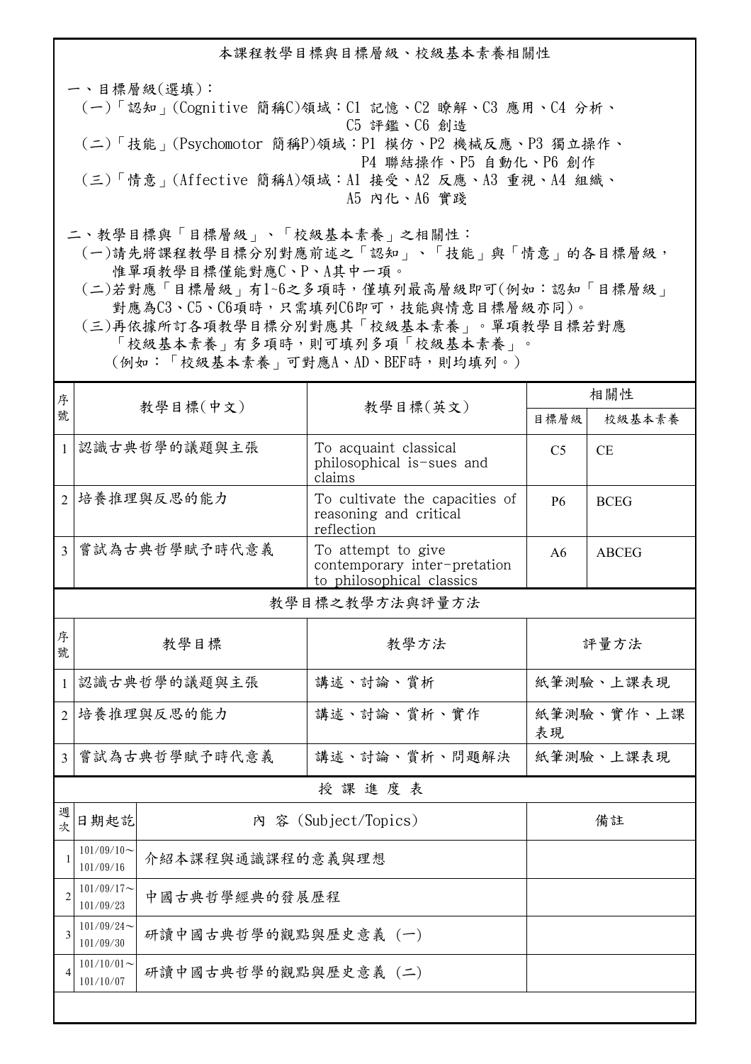## 本課程教學目標與目標層級、校級基本素養相關性

一、目標層級(選填)：

(一)「認知」(Cognitive 簡稱C)領域：C1 記憶、C2 瞭解、C3 應用、C4 分析、C5 評鑑、C6 創造

(二)「技能」(Psychomotor 簡稱P)領域：P1 模仿、P2 機械反應、P3 獨立操作、P4 聯結操作、P5 自動化、P6 創作

(三)「情意」(Affective 簡稱A)領域：A1 接受、A2 反應、A3 重視、A4 組織、A5 內化、A6 實踐

二、教學目標與「目標層級」、「校級基本素養」之相關性：

(一)請先將課程教學目標分別對應前述之「認知」、「技能」與「情意」的各目標層級，惟單項教學目標僅能對應C、P、A其中一項。

(二)若對應「目標層級」有1~6之多項時，僅填列最高層級即可(例如：認知「目標層級」對應為C3、C5、C6項時，只需填列C6即可，技能與情意目標層級亦同)。

(三)再依據所訂各項教學目標分別對應其「校級基本素養」。單項教學目標若對應「校級基本素養」有多項時，則可填列多項「校級基本素養」。(例如：「校級基本素養」可對應A、AD、BEF時，則均填列。)

| 序號 | 教學目標(中文) | 教學目標(英文) | 相關性 | |
|---|---|---|---|---|
| | | | 目標層級 | 校級基本素養 |
| 1 | 認識古典哲學的議題與主張 | To acquaint classical philosophical is-sues and claims | C5 | CE |
| 2 | 培養推理與反思的能力 | To cultivate the capacities of reasoning and critical reflection | P6 | BCEG |
| 3 | 嘗試為古典哲學賦予時代意義 | To attempt to give contemporary inter-pretation to philosophical classics | A6 | ABCEG |

### 教學目標之教學方法與評量方法

| 序號 | 教學目標 | 教學方法 | 評量方法 |
|---|---|---|---|
| 1 | 認識古典哲學的議題與主張 | 講述、討論、賞析 | 紙筆測驗、上課表現 |
| 2 | 培養推理與反思的能力 | 講述、討論、賞析、實作 | 紙筆測驗、實作、上課表現 |
| 3 | 嘗試為古典哲學賦予時代意義 | 講述、討論、賞析、問題解決 | 紙筆測驗、上課表現 |

### 授 課 進 度 表

| 週次 | 日期起訖 | 內 容 (Subject/Topics) | 備註 |
|---|---|---|---|
| 1 | 101/09/10～101/09/16 | 介紹本課程與通識課程的意義與理想 | |
| 2 | 101/09/17～101/09/23 | 中國古典哲學經典的發展歷程 | |
| 3 | 101/09/24～101/09/30 | 研讀中國古典哲學的觀點與歷史意義 (一) | |
| 4 | 101/10/01～101/10/07 | 研讀中國古典哲學的觀點與歷史意義 (二) | |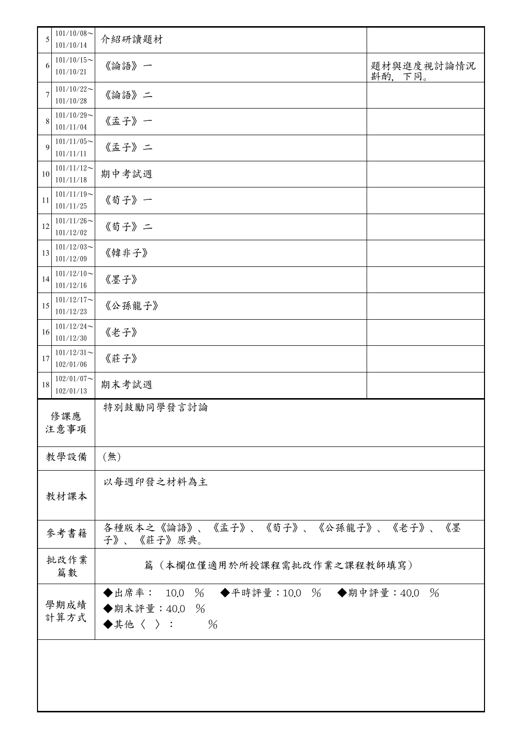| | | | |
|---|---|---|---|
| 5 | 101/10/08～101/10/14 | 介紹研讀題材 | |
| 6 | 101/10/15～101/10/21 | 《論語》一 | 題材與進度視討論情況斟酌，下同。 |
| 7 | 101/10/22～101/10/28 | 《論語》二 | |
| 8 | 101/10/29～101/11/04 | 《孟子》一 | |
| 9 | 101/11/05～101/11/11 | 《孟子》二 | |
| 10 | 101/11/12～101/11/18 | 期中考試週 | |
| 11 | 101/11/19～101/11/25 | 《荀子》一 | |
| 12 | 101/11/26～101/12/02 | 《荀子》二 | |
| 13 | 101/12/03～101/12/09 | 《韓非子》 | |
| 14 | 101/12/10～101/12/16 | 《墨子》 | |
| 15 | 101/12/17～101/12/23 | 《公孫龍子》 | |
| 16 | 101/12/24～101/12/30 | 《老子》 | |
| 17 | 101/12/31～102/01/06 | 《莊子》 | |
| 18 | 102/01/07～102/01/13 | 期末考試週 | |

| | |
|---|---|
| 修課應注意事項 | 特別鼓勵同學發言討論 |
| 教學設備 | (無) |
| 教材課本 | 以每週印發之材料為主 |
| 參考書籍 | 各種版本之《論語》、《孟子》、《荀子》、《公孫龍子》、《老子》、《墨子》、《莊子》原典。 |
| 批改作業篇數 | 篇（本欄位僅適用於所授課程需批改作業之課程教師填寫） |
| 學期成績計算方式 | ◆出席率： 10.0 ％ ◆平時評量：10.0 ％ ◆期中評量：40.0 ％<br>◆期末評量：40.0 ％<br>◆其他〈 〉： ％ |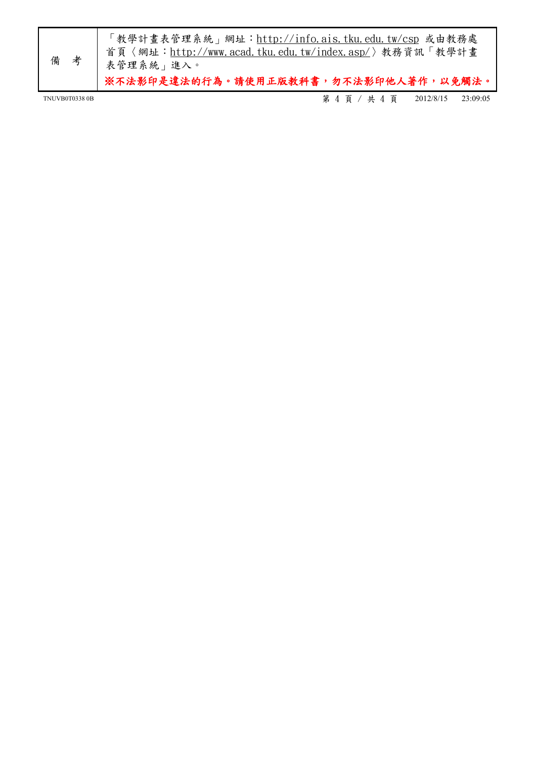| | |
|---|---|
| 備　考 | 「教學計畫表管理系統」網址：http://info.ais.tku.edu.tw/csp 或由教務處首頁〈網址：http://www.acad.tku.edu.tw/index.asp/〉教務資訊「教學計畫表管理系統」進入。<br>**※不法影印是違法的行為。請使用正版教科書，勿不法影印他人著作，以免觸法。** |

TNUVB0T0338 0B　　2012/8/15　23:09:05